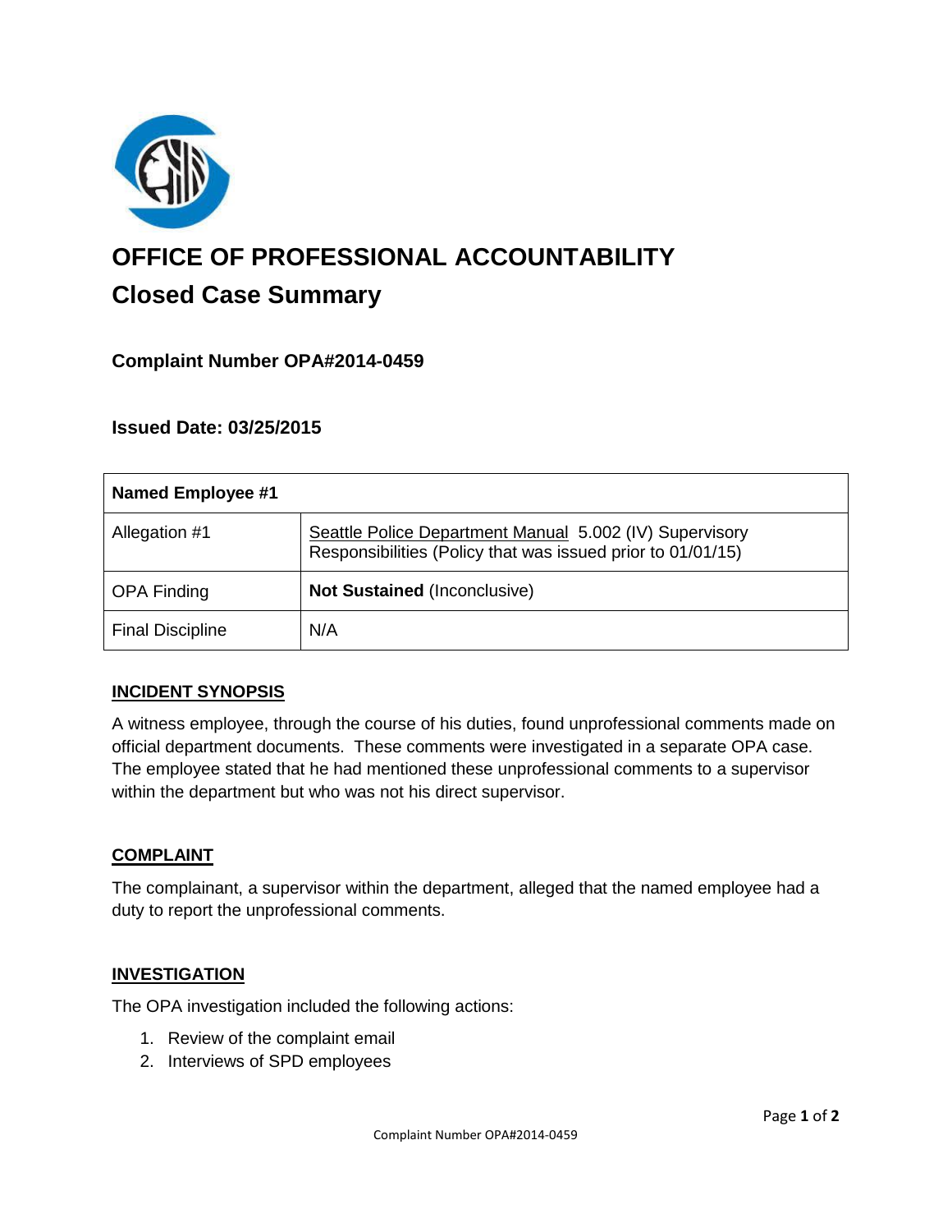# OFFICE OF PROFESSIONAL ACCOUNTABILITY

## Closed Case Summary

### Complaint Number OPA#2014-0459

### Issued Date: 03/25/2015

| **Named Employee #1** | |
|---|---|
| Allegation #1 | Seattle Police Department Manual 5.002 (IV) Supervisory Responsibilities (Policy that was issued prior to 01/01/15) |
| OPA Finding | **Not Sustained** (Inconclusive) |
| Final Discipline | N/A |

**INCIDENT SYNOPSIS**

A witness employee, through the course of his duties, found unprofessional comments made on official department documents. These comments were investigated in a separate OPA case. The employee stated that he had mentioned these unprofessional comments to a supervisor within the department but who was not his direct supervisor.

**COMPLAINT**

The complainant, a supervisor within the department, alleged that the named employee had a duty to report the unprofessional comments.

**INVESTIGATION**

The OPA investigation included the following actions:

1. Review of the complaint email
2. Interviews of SPD employees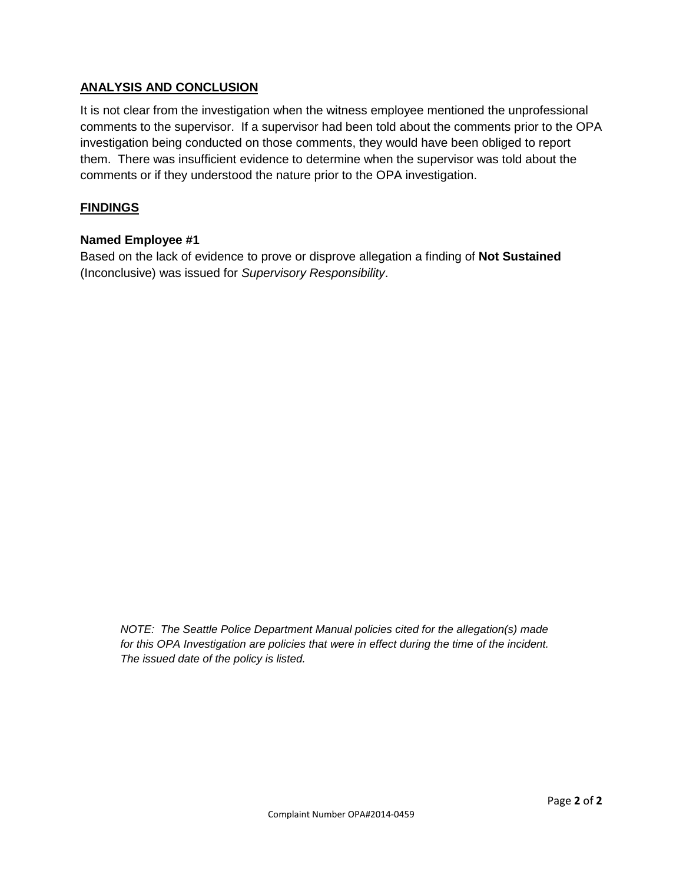## ANALYSIS AND CONCLUSION

It is not clear from the investigation when the witness employee mentioned the unprofessional comments to the supervisor. If a supervisor had been told about the comments prior to the OPA investigation being conducted on those comments, they would have been obliged to report them. There was insufficient evidence to determine when the supervisor was told about the comments or if they understood the nature prior to the OPA investigation.

## FINDINGS

### Named Employee #1

Based on the lack of evidence to prove or disprove allegation a finding of **Not Sustained** (Inconclusive) was issued for *Supervisory Responsibility*.

*NOTE: The Seattle Police Department Manual policies cited for the allegation(s) made for this OPA Investigation are policies that were in effect during the time of the incident. The issued date of the policy is listed.*

Complaint Number OPA#2014-0459